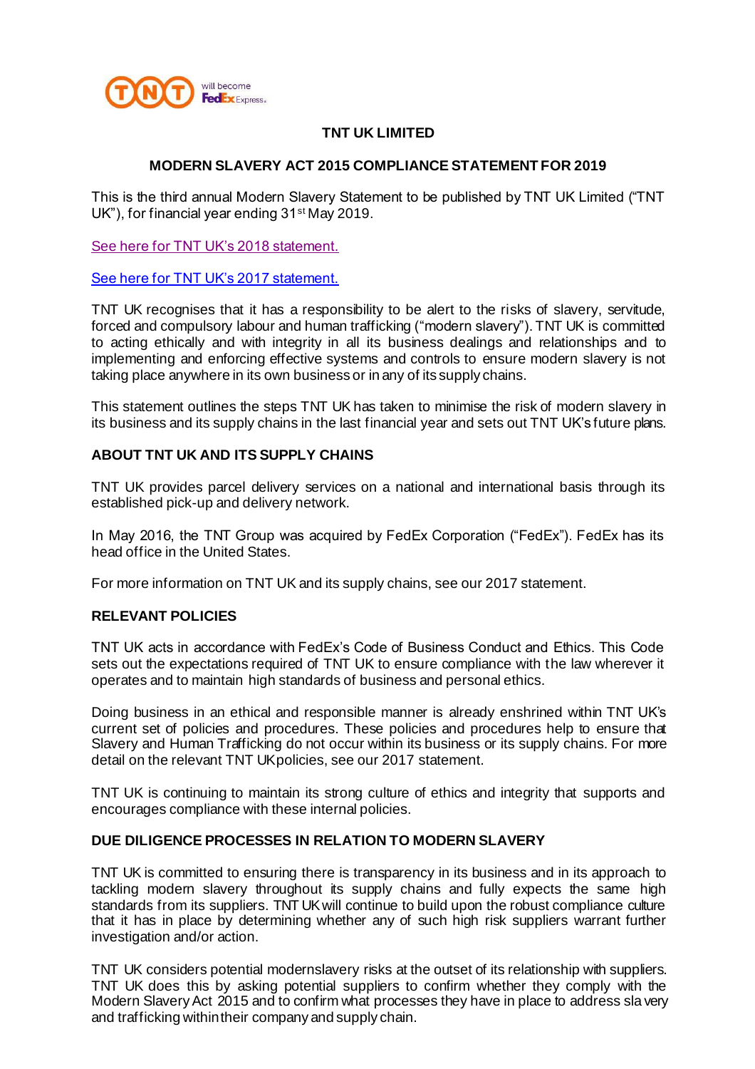# TNT UK LIMITED

## MODERN SLAVERY ACT 2015 COMPLIANCE STATEMENT FOR 2019

This is the third annual Modern Slavery Statement to be published by TNT UK Limited ("TNT UK"), for financial year ending 31st May 2019.

See here for TNT UK's 2018 statement.

See here for TNT UK's 2017 statement.

TNT UK recognises that it has a responsibility to be alert to the risks of slavery, servitude, forced and compulsory labour and human trafficking ("modern slavery"). TNT UK is committed to acting ethically and with integrity in all its business dealings and relationships and to implementing and enforcing effective systems and controls to ensure modern slavery is not taking place anywhere in its own business or in any of its supply chains.

This statement outlines the steps TNT UK has taken to minimise the risk of modern slavery in its business and its supply chains in the last financial year and sets out TNT UK's future plans.

## ABOUT TNT UK AND ITS SUPPLY CHAINS

TNT UK provides parcel delivery services on a national and international basis through its established pick-up and delivery network.

In May 2016, the TNT Group was acquired by FedEx Corporation ("FedEx"). FedEx has its head office in the United States.

For more information on TNT UK and its supply chains, see our 2017 statement.

## RELEVANT POLICIES

TNT UK acts in accordance with FedEx's Code of Business Conduct and Ethics. This Code sets out the expectations required of TNT UK to ensure compliance with the law wherever it operates and to maintain high standards of business and personal ethics.

Doing business in an ethical and responsible manner is already enshrined within TNT UK's current set of policies and procedures. These policies and procedures help to ensure that Slavery and Human Trafficking do not occur within its business or its supply chains. For more detail on the relevant TNT UK policies, see our 2017 statement.

TNT UK is continuing to maintain its strong culture of ethics and integrity that supports and encourages compliance with these internal policies.

## DUE DILIGENCE PROCESSES IN RELATION TO MODERN SLAVERY

TNT UK is committed to ensuring there is transparency in its business and in its approach to tackling modern slavery throughout its supply chains and fully expects the same high standards from its suppliers. TNT UK will continue to build upon the robust compliance culture that it has in place by determining whether any of such high risk suppliers warrant further investigation and/or action.

TNT UK considers potential modern slavery risks at the outset of its relationship with suppliers. TNT UK does this by asking potential suppliers to confirm whether they comply with the Modern Slavery Act 2015 and to confirm what processes they have in place to address slavery and trafficking within their company and supply chain.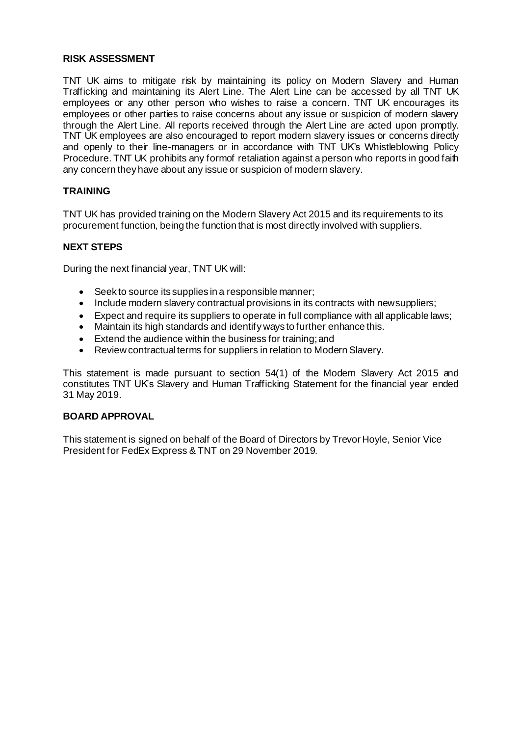## RISK ASSESSMENT

TNT UK aims to mitigate risk by maintaining its policy on Modern Slavery and Human Trafficking and maintaining its Alert Line. The Alert Line can be accessed by all TNT UK employees or any other person who wishes to raise a concern. TNT UK encourages its employees or other parties to raise concerns about any issue or suspicion of modern slavery through the Alert Line. All reports received through the Alert Line are acted upon promptly. TNT UK employees are also encouraged to report modern slavery issues or concerns directly and openly to their line-managers or in accordance with TNT UK's Whistleblowing Policy Procedure. TNT UK prohibits any formof retaliation against a person who reports in good faith any concern they have about any issue or suspicion of modern slavery.

## TRAINING

TNT UK has provided training on the Modern Slavery Act 2015 and its requirements to its procurement function, being the function that is most directly involved with suppliers.

## NEXT STEPS

During the next financial year, TNT UK will:

- Seek to source its supplies in a responsible manner;
- Include modern slavery contractual provisions in its contracts with new suppliers;
- Expect and require its suppliers to operate in full compliance with all applicable laws;
- Maintain its high standards and identify ways to further enhance this.
- Extend the audience within the business for training; and
- Review contractual terms for suppliers in relation to Modern Slavery.

This statement is made pursuant to section 54(1) of the Modern Slavery Act 2015 and constitutes TNT UK's Slavery and Human Trafficking Statement for the financial year ended 31 May 2019.

## BOARD APPROVAL

This statement is signed on behalf of the Board of Directors by Trevor Hoyle, Senior Vice President for FedEx Express & TNT on 29 November 2019.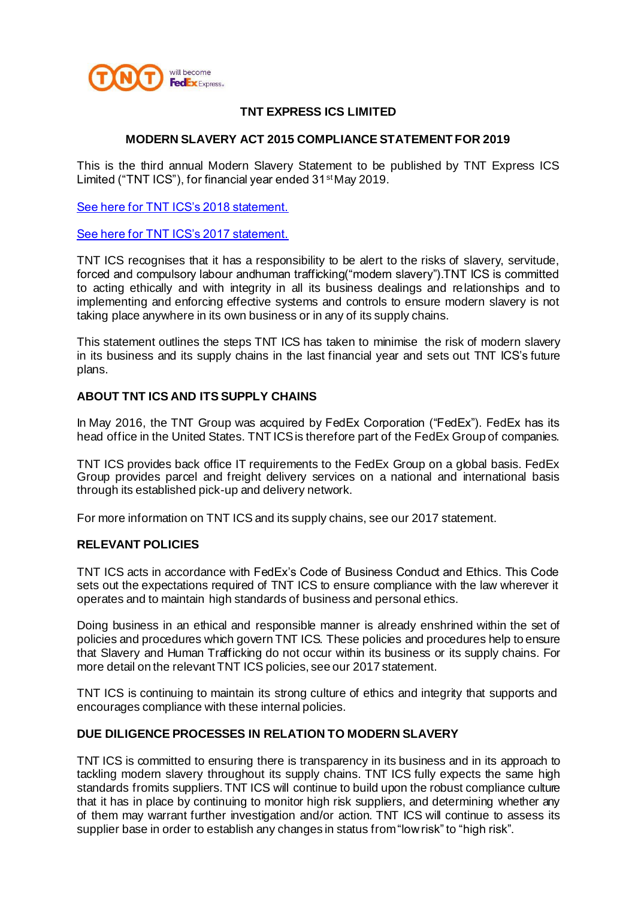# TNT EXPRESS ICS LIMITED

## MODERN SLAVERY ACT 2015 COMPLIANCE STATEMENT FOR 2019

This is the third annual Modern Slavery Statement to be published by TNT Express ICS Limited ("TNT ICS"), for financial year ended 31st May 2019.

[See here for TNT ICS's 2018 statement.]

[See here for TNT ICS's 2017 statement.]

TNT ICS recognises that it has a responsibility to be alert to the risks of slavery, servitude, forced and compulsory labour andhuman trafficking("modern slavery").TNT ICS is committed to acting ethically and with integrity in all its business dealings and relationships and to implementing and enforcing effective systems and controls to ensure modern slavery is not taking place anywhere in its own business or in any of its supply chains.

This statement outlines the steps TNT ICS has taken to minimise the risk of modern slavery in its business and its supply chains in the last financial year and sets out TNT ICS's future plans.

### ABOUT TNT ICS AND ITS SUPPLY CHAINS

In May 2016, the TNT Group was acquired by FedEx Corporation ("FedEx"). FedEx has its head office in the United States. TNT ICS is therefore part of the FedEx Group of companies.

TNT ICS provides back office IT requirements to the FedEx Group on a global basis. FedEx Group provides parcel and freight delivery services on a national and international basis through its established pick-up and delivery network.

For more information on TNT ICS and its supply chains, see our 2017 statement.

### RELEVANT POLICIES

TNT ICS acts in accordance with FedEx's Code of Business Conduct and Ethics. This Code sets out the expectations required of TNT ICS to ensure compliance with the law wherever it operates and to maintain high standards of business and personal ethics.

Doing business in an ethical and responsible manner is already enshrined within the set of policies and procedures which govern TNT ICS. These policies and procedures help to ensure that Slavery and Human Trafficking do not occur within its business or its supply chains. For more detail on the relevant TNT ICS policies, see our 2017 statement.

TNT ICS is continuing to maintain its strong culture of ethics and integrity that supports and encourages compliance with these internal policies.

### DUE DILIGENCE PROCESSES IN RELATION TO MODERN SLAVERY

TNT ICS is committed to ensuring there is transparency in its business and in its approach to tackling modern slavery throughout its supply chains. TNT ICS fully expects the same high standards fromits suppliers. TNT ICS will continue to build upon the robust compliance culture that it has in place by continuing to monitor high risk suppliers, and determining whether any of them may warrant further investigation and/or action. TNT ICS will continue to assess its supplier base in order to establish any changes in status from "low risk" to "high risk".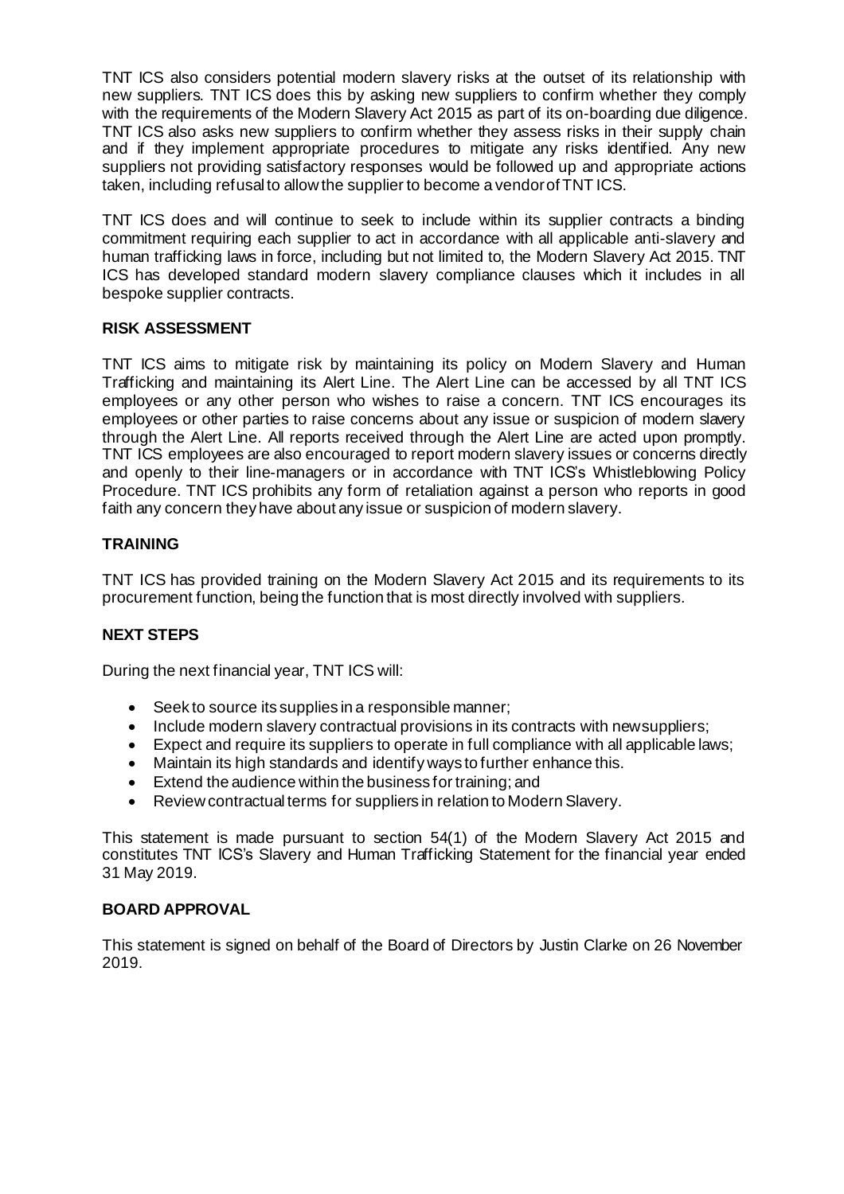TNT ICS also considers potential modern slavery risks at the outset of its relationship with new suppliers. TNT ICS does this by asking new suppliers to confirm whether they comply with the requirements of the Modern Slavery Act 2015 as part of its on-boarding due diligence. TNT ICS also asks new suppliers to confirm whether they assess risks in their supply chain and if they implement appropriate procedures to mitigate any risks identified. Any new suppliers not providing satisfactory responses would be followed up and appropriate actions taken, including refusal to allow the supplier to become a vendor of TNT ICS.

TNT ICS does and will continue to seek to include within its supplier contracts a binding commitment requiring each supplier to act in accordance with all applicable anti-slavery and human trafficking laws in force, including but not limited to, the Modern Slavery Act 2015. TNT ICS has developed standard modern slavery compliance clauses which it includes in all bespoke supplier contracts.

## RISK ASSESSMENT

TNT ICS aims to mitigate risk by maintaining its policy on Modern Slavery and Human Trafficking and maintaining its Alert Line. The Alert Line can be accessed by all TNT ICS employees or any other person who wishes to raise a concern. TNT ICS encourages its employees or other parties to raise concerns about any issue or suspicion of modern slavery through the Alert Line. All reports received through the Alert Line are acted upon promptly. TNT ICS employees are also encouraged to report modern slavery issues or concerns directly and openly to their line-managers or in accordance with TNT ICS's Whistleblowing Policy Procedure. TNT ICS prohibits any form of retaliation against a person who reports in good faith any concern they have about any issue or suspicion of modern slavery.

## TRAINING

TNT ICS has provided training on the Modern Slavery Act 2015 and its requirements to its procurement function, being the function that is most directly involved with suppliers.

## NEXT STEPS

During the next financial year, TNT ICS will:

- Seek to source its supplies in a responsible manner;
- Include modern slavery contractual provisions in its contracts with new suppliers;
- Expect and require its suppliers to operate in full compliance with all applicable laws;
- Maintain its high standards and identify ways to further enhance this.
- Extend the audience within the business for training; and
- Review contractual terms for suppliers in relation to Modern Slavery.

This statement is made pursuant to section 54(1) of the Modern Slavery Act 2015 and constitutes TNT ICS's Slavery and Human Trafficking Statement for the financial year ended 31 May 2019.

## BOARD APPROVAL

This statement is signed on behalf of the Board of Directors by Justin Clarke on 26 November 2019.